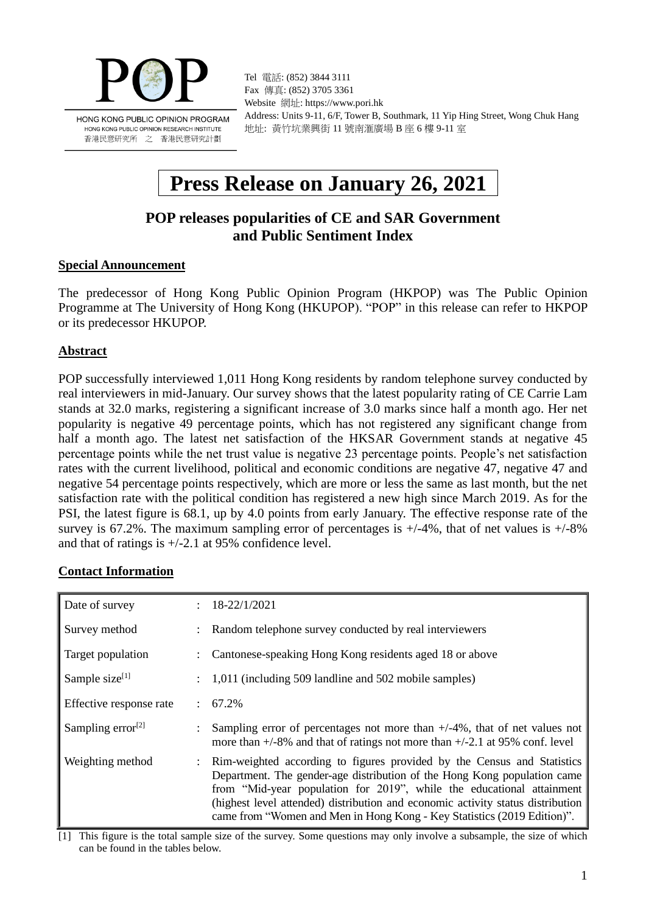HONG KONG PUBLIC OPINION PROGRAM
HONG KONG PUBLIC OPINION RESEARCH INSTITUTE
香港民意研究所 之 香港民意研究計劃

Tel 電話: (852) 3844 3111
Fax 傳真: (852) 3705 3361
Website 網址: https://www.pori.hk
Address: Units 9-11, 6/F, Tower B, Southmark, 11 Yip Hing Street, Wong Chuk Hang
地址: 黃竹坑業興街 11 號南滙廣場 B 座 6 樓 9-11 室

# Press Release on January 26, 2021

## POP releases popularities of CE and SAR Government and Public Sentiment Index

### Special Announcement

The predecessor of Hong Kong Public Opinion Program (HKPOP) was The Public Opinion Programme at The University of Hong Kong (HKUPOP). "POP" in this release can refer to HKPOP or its predecessor HKUPOP.

### Abstract

POP successfully interviewed 1,011 Hong Kong residents by random telephone survey conducted by real interviewers in mid-January. Our survey shows that the latest popularity rating of CE Carrie Lam stands at 32.0 marks, registering a significant increase of 3.0 marks since half a month ago. Her net popularity is negative 49 percentage points, which has not registered any significant change from half a month ago. The latest net satisfaction of the HKSAR Government stands at negative 45 percentage points while the net trust value is negative 23 percentage points. People's net satisfaction rates with the current livelihood, political and economic conditions are negative 47, negative 47 and negative 54 percentage points respectively, which are more or less the same as last month, but the net satisfaction rate with the political condition has registered a new high since March 2019. As for the PSI, the latest figure is 68.1, up by 4.0 points from early January. The effective response rate of the survey is 67.2%. The maximum sampling error of percentages is +/-4%, that of net values is +/-8% and that of ratings is +/-2.1 at 95% confidence level.

### Contact Information

| | | |
|---|---|---|
| Date of survey | : | 18-22/1/2021 |
| Survey method | : | Random telephone survey conducted by real interviewers |
| Target population | : | Cantonese-speaking Hong Kong residents aged 18 or above |
| Sample size[1] | : | 1,011 (including 509 landline and 502 mobile samples) |
| Effective response rate | : | 67.2% |
| Sampling error[2] | : | Sampling error of percentages not more than +/-4%, that of net values not more than +/-8% and that of ratings not more than +/-2.1 at 95% conf. level |
| Weighting method | : | Rim-weighted according to figures provided by the Census and Statistics Department. The gender-age distribution of the Hong Kong population came from "Mid-year population for 2019", while the educational attainment (highest level attended) distribution and economic activity status distribution came from "Women and Men in Hong Kong - Key Statistics (2019 Edition)". |

[1] This figure is the total sample size of the survey. Some questions may only involve a subsample, the size of which can be found in the tables below.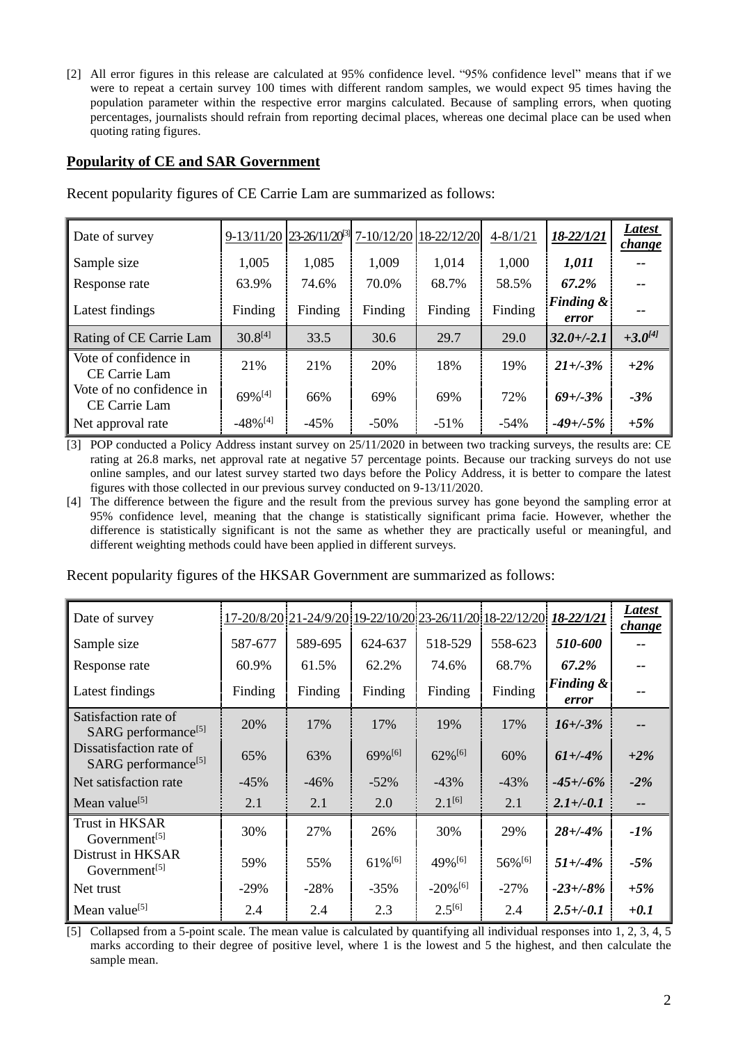[2] All error figures in this release are calculated at 95% confidence level. "95% confidence level" means that if we were to repeat a certain survey 100 times with different random samples, we would expect 95 times having the population parameter within the respective error margins calculated. Because of sampling errors, when quoting percentages, journalists should refrain from reporting decimal places, whereas one decimal place can be used when quoting rating figures.

## Popularity of CE and SAR Government

Recent popularity figures of CE Carrie Lam are summarized as follows:

| Date of survey | 9-13/11/20 | 23-26/11/20[3] | 7-10/12/20 | 18-22/12/20 | 4-8/1/21 | ***18-22/1/21*** | ***Latest change*** |
|---|---|---|---|---|---|---|---|
| Sample size | 1,005 | 1,085 | 1,009 | 1,014 | 1,000 | ***1,011*** | -- |
| Response rate | 63.9% | 74.6% | 70.0% | 68.7% | 58.5% | ***67.2%*** | -- |
| Latest findings | Finding | Finding | Finding | Finding | Finding | ***Finding & error*** | -- |
| Rating of CE Carrie Lam | 30.8[4] | 33.5 | 30.6 | 29.7 | 29.0 | ***32.0+/-2.1*** | ***+3.0[4]*** |
| Vote of confidence in CE Carrie Lam | 21% | 21% | 20% | 18% | 19% | ***21+/-3%*** | ***+2%*** |
| Vote of no confidence in CE Carrie Lam | 69%[4] | 66% | 69% | 69% | 72% | ***69+/-3%*** | ***-3%*** |
| Net approval rate | -48%[4] | -45% | -50% | -51% | -54% | ***-49+/-5%*** | ***+5%*** |

[3] POP conducted a Policy Address instant survey on 25/11/2020 in between two tracking surveys, the results are: CE rating at 26.8 marks, net approval rate at negative 57 percentage points. Because our tracking surveys do not use online samples, and our latest survey started two days before the Policy Address, it is better to compare the latest figures with those collected in our previous survey conducted on 9-13/11/2020.

[4] The difference between the figure and the result from the previous survey has gone beyond the sampling error at 95% confidence level, meaning that the change is statistically significant prima facie. However, whether the difference is statistically significant is not the same as whether they are practically useful or meaningful, and different weighting methods could have been applied in different surveys.

Recent popularity figures of the HKSAR Government are summarized as follows:

| Date of survey | 17-20/8/20 | 21-24/9/20 | 19-22/10/20 | 23-26/11/20 | 18-22/12/20 | ***18-22/1/21*** | ***Latest change*** |
|---|---|---|---|---|---|---|---|
| Sample size | 587-677 | 589-695 | 624-637 | 518-529 | 558-623 | ***510-600*** | -- |
| Response rate | 60.9% | 61.5% | 62.2% | 74.6% | 68.7% | ***67.2%*** | -- |
| Latest findings | Finding | Finding | Finding | Finding | Finding | ***Finding & error*** | -- |
| Satisfaction rate of SARG performance[5] | 20% | 17% | 17% | 19% | 17% | ***16+/-3%*** | ***--*** |
| Dissatisfaction rate of SARG performance[5] | 65% | 63% | 69%[6] | 62%[6] | 60% | ***61+/-4%*** | ***+2%*** |
| Net satisfaction rate | -45% | -46% | -52% | -43% | -43% | ***-45+/-6%*** | ***-2%*** |
| Mean value[5] | 2.1 | 2.1 | 2.0 | 2.1[6] | 2.1 | ***2.1+/-0.1*** | ***--*** |
| Trust in HKSAR Government[5] | 30% | 27% | 26% | 30% | 29% | ***28+/-4%*** | ***-1%*** |
| Distrust in HKSAR Government[5] | 59% | 55% | 61%[6] | 49%[6] | 56%[6] | ***51+/-4%*** | ***-5%*** |
| Net trust | -29% | -28% | -35% | -20%[6] | -27% | ***-23+/-8%*** | ***+5%*** |
| Mean value[5] | 2.4 | 2.4 | 2.3 | 2.5[6] | 2.4 | ***2.5+/-0.1*** | ***+0.1*** |

[5] Collapsed from a 5-point scale. The mean value is calculated by quantifying all individual responses into 1, 2, 3, 4, 5 marks according to their degree of positive level, where 1 is the lowest and 5 the highest, and then calculate the sample mean.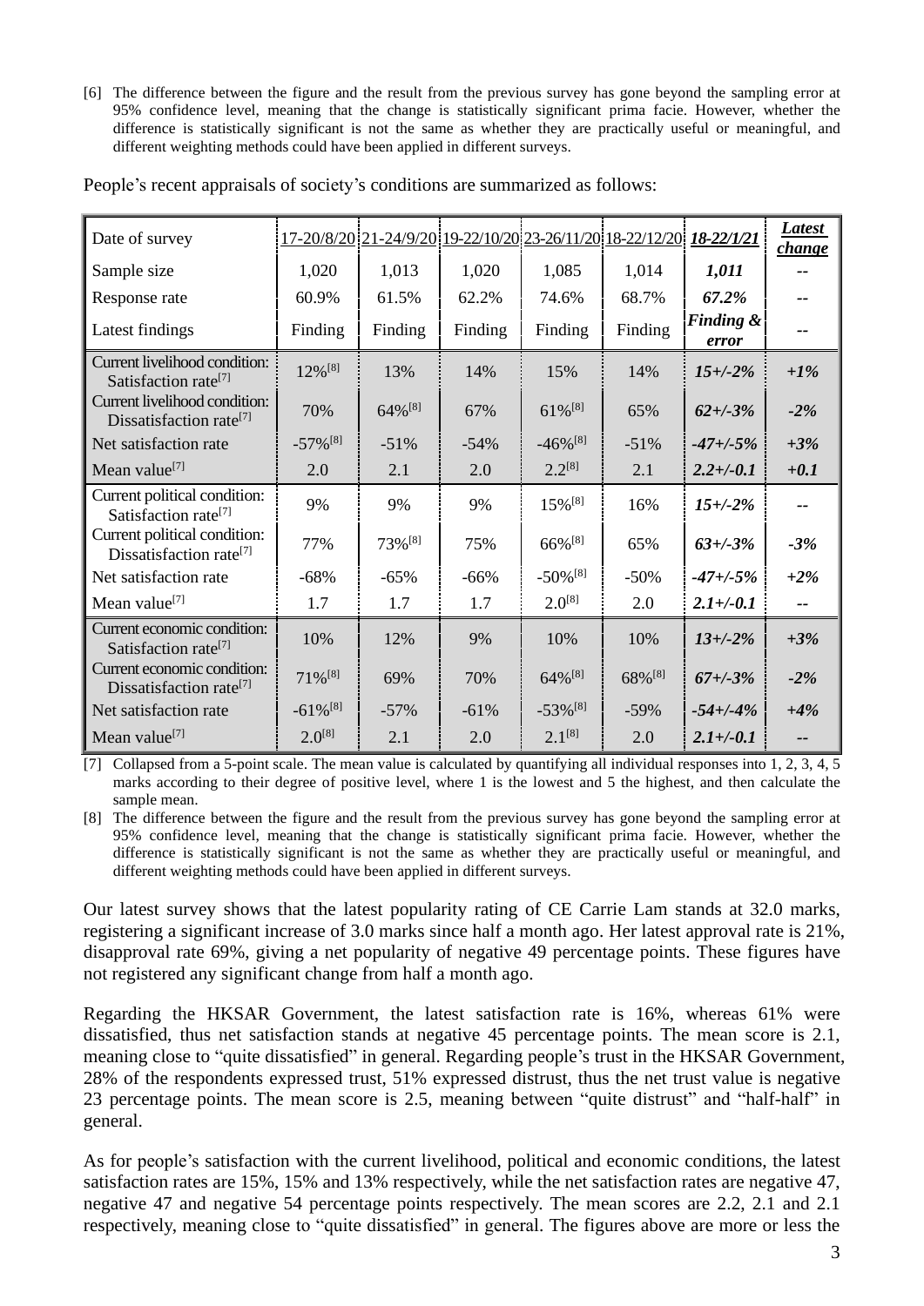[6] The difference between the figure and the result from the previous survey has gone beyond the sampling error at 95% confidence level, meaning that the change is statistically significant prima facie. However, whether the difference is statistically significant is not the same as whether they are practically useful or meaningful, and different weighting methods could have been applied in different surveys.

People's recent appraisals of society's conditions are summarized as follows:

| Date of survey | 17-20/8/20 | 21-24/9/20 | 19-22/10/20 | 23-26/11/20 | 18-22/12/20 | ***18-22/1/21*** | ***Latest change*** |
|---|---|---|---|---|---|---|---|
| Sample size | 1,020 | 1,013 | 1,020 | 1,085 | 1,014 | ***1,011*** | -- |
| Response rate | 60.9% | 61.5% | 62.2% | 74.6% | 68.7% | ***67.2%*** | -- |
| Latest findings | Finding | Finding | Finding | Finding | Finding | ***Finding & error*** | -- |
| Current livelihood condition: Satisfaction rate[7] | 12%[8] | 13% | 14% | 15% | 14% | ***15+/-2%*** | ***+1%*** |
| Current livelihood condition: Dissatisfaction rate[7] | 70% | 64%[8] | 67% | 61%[8] | 65% | ***62+/-3%*** | ***-2%*** |
| Net satisfaction rate | -57%[8] | -51% | -54% | -46%[8] | -51% | ***-47+/-5%*** | ***+3%*** |
| Mean value[7] | 2.0 | 2.1 | 2.0 | 2.2[8] | 2.1 | ***2.2+/-0.1*** | ***+0.1*** |
| Current political condition: Satisfaction rate[7] | 9% | 9% | 9% | 15%[8] | 16% | ***15+/-2%*** | -- |
| Current political condition: Dissatisfaction rate[7] | 77% | 73%[8] | 75% | 66%[8] | 65% | ***63+/-3%*** | ***-3%*** |
| Net satisfaction rate | -68% | -65% | -66% | -50%[8] | -50% | ***-47+/-5%*** | ***+2%*** |
| Mean value[7] | 1.7 | 1.7 | 1.7 | 2.0[8] | 2.0 | ***2.1+/-0.1*** | -- |
| Current economic condition: Satisfaction rate[7] | 10% | 12% | 9% | 10% | 10% | ***13+/-2%*** | ***+3%*** |
| Current economic condition: Dissatisfaction rate[7] | 71%[8] | 69% | 70% | 64%[8] | 68%[8] | ***67+/-3%*** | ***-2%*** |
| Net satisfaction rate | -61%[8] | -57% | -61% | -53%[8] | -59% | ***-54+/-4%*** | ***+4%*** |
| Mean value[7] | 2.0[8] | 2.1 | 2.0 | 2.1[8] | 2.0 | ***2.1+/-0.1*** | -- |

[7] Collapsed from a 5-point scale. The mean value is calculated by quantifying all individual responses into 1, 2, 3, 4, 5 marks according to their degree of positive level, where 1 is the lowest and 5 the highest, and then calculate the sample mean.

[8] The difference between the figure and the result from the previous survey has gone beyond the sampling error at 95% confidence level, meaning that the change is statistically significant prima facie. However, whether the difference is statistically significant is not the same as whether they are practically useful or meaningful, and different weighting methods could have been applied in different surveys.

Our latest survey shows that the latest popularity rating of CE Carrie Lam stands at 32.0 marks, registering a significant increase of 3.0 marks since half a month ago. Her latest approval rate is 21%, disapproval rate 69%, giving a net popularity of negative 49 percentage points. These figures have not registered any significant change from half a month ago.

Regarding the HKSAR Government, the latest satisfaction rate is 16%, whereas 61% were dissatisfied, thus net satisfaction stands at negative 45 percentage points. The mean score is 2.1, meaning close to "quite dissatisfied" in general. Regarding people's trust in the HKSAR Government, 28% of the respondents expressed trust, 51% expressed distrust, thus the net trust value is negative 23 percentage points. The mean score is 2.5, meaning between "quite distrust" and "half-half" in general.

As for people's satisfaction with the current livelihood, political and economic conditions, the latest satisfaction rates are 15%, 15% and 13% respectively, while the net satisfaction rates are negative 47, negative 47 and negative 54 percentage points respectively. The mean scores are 2.2, 2.1 and 2.1 respectively, meaning close to "quite dissatisfied" in general. The figures above are more or less the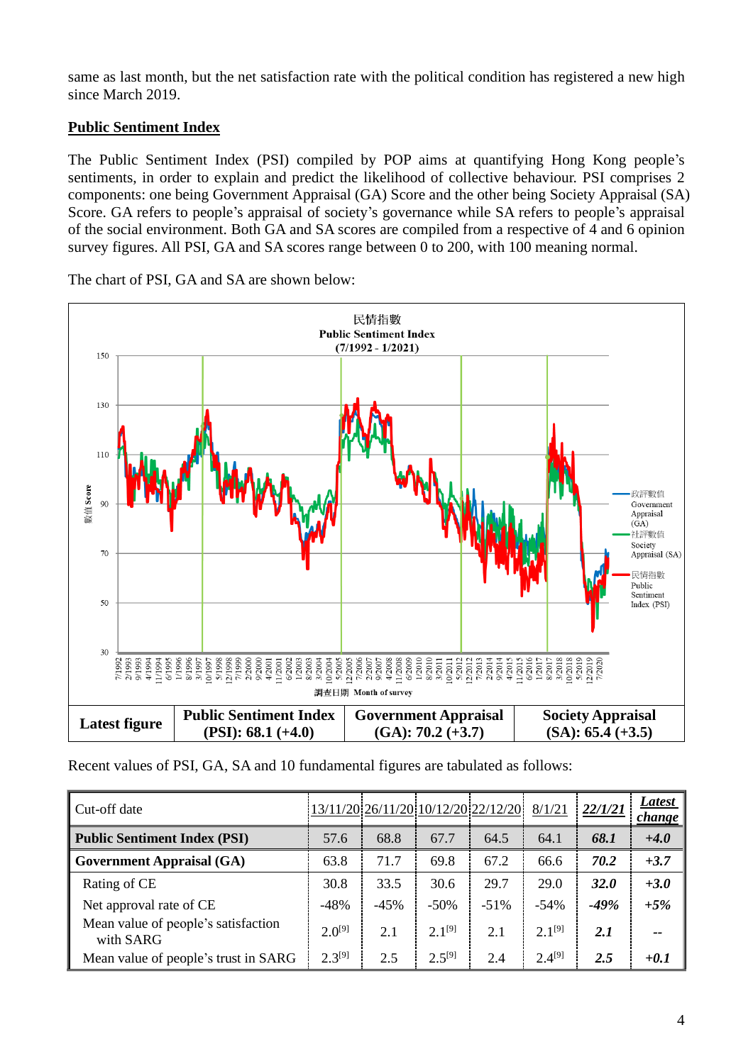same as last month, but the net satisfaction rate with the political condition has registered a new high since March 2019.

## Public Sentiment Index

The Public Sentiment Index (PSI) compiled by POP aims at quantifying Hong Kong people's sentiments, in order to explain and predict the likelihood of collective behaviour. PSI comprises 2 components: one being Government Appraisal (GA) Score and the other being Society Appraisal (SA) Score. GA refers to people's appraisal of society's governance while SA refers to people's appraisal of the social environment. Both GA and SA scores are compiled from a respective of 4 and 6 opinion survey figures. All PSI, GA and SA scores range between 0 to 200, with 100 meaning normal.

The chart of PSI, GA and SA are shown below:

| Latest figure | Public Sentiment Index (PSI): 68.1 (+4.0) | Government Appraisal (GA): 70.2 (+3.7) | Society Appraisal (SA): 65.4 (+3.5) |
|---|---|---|---|

Recent values of PSI, GA, SA and 10 fundamental figures are tabulated as follows:

| Cut-off date | 13/11/20 | 26/11/20 | 10/12/20 | 22/12/20 | 8/1/21 | ***22/1/21*** | ***Latest change*** |
|---|---|---|---|---|---|---|---|
| **Public Sentiment Index (PSI)** | 57.6 | 68.8 | 67.7 | 64.5 | 64.1 | ***68.1*** | ***+4.0*** |
| **Government Appraisal (GA)** | 63.8 | 71.7 | 69.8 | 67.2 | 66.6 | ***70.2*** | ***+3.7*** |
| Rating of CE | 30.8 | 33.5 | 30.6 | 29.7 | 29.0 | ***32.0*** | ***+3.0*** |
| Net approval rate of CE | -48% | -45% | -50% | -51% | -54% | ***-49%*** | ***+5%*** |
| Mean value of people's satisfaction with SARG | 2.0[9] | 2.1 | 2.1[9] | 2.1 | 2.1[9] | ***2.1*** | -- |
| Mean value of people's trust in SARG | 2.3[9] | 2.5 | 2.5[9] | 2.4 | 2.4[9] | ***2.5*** | ***+0.1*** |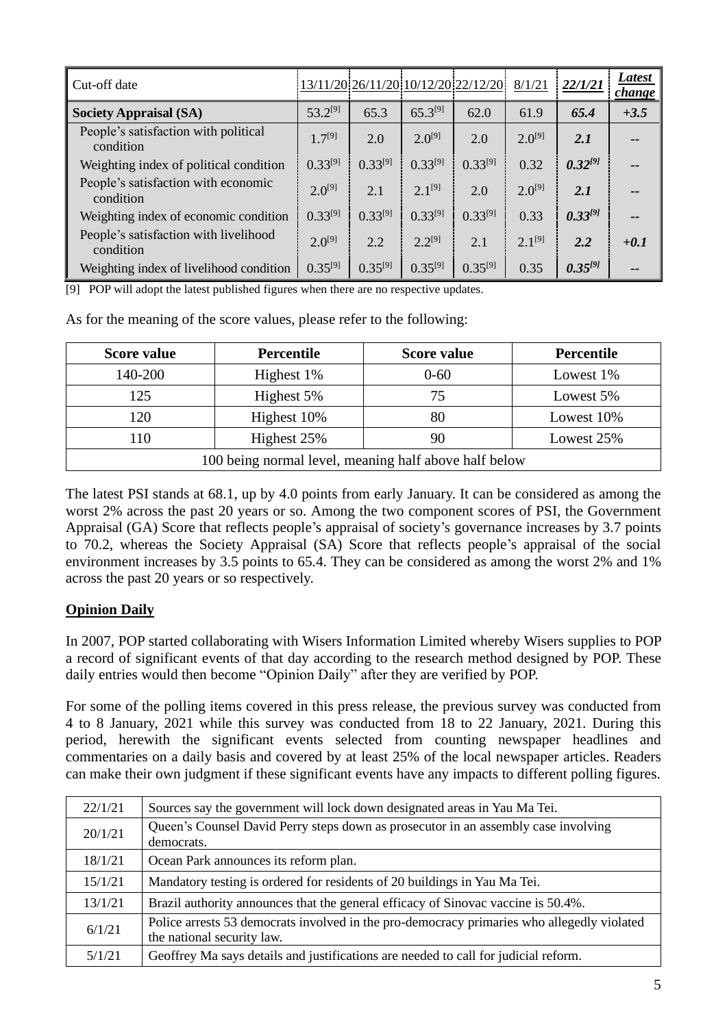| Cut-off date | 13/11/20 | 26/11/20 | 10/12/20 | 22/12/20 | 8/1/21 | ***22/1/21*** | ***Latest change*** |
|---|---|---|---|---|---|---|---|
| **Society Appraisal (SA)** | 53.2[9] | 65.3 | 65.3[9] | 62.0 | 61.9 | ***65.4*** | ***+3.5*** |
| People's satisfaction with political condition | 1.7[9] | 2.0 | 2.0[9] | 2.0 | 2.0[9] | ***2.1*** | -- |
| Weighting index of political condition | 0.33[9] | 0.33[9] | 0.33[9] | 0.33[9] | 0.32 | ***0.32[9]*** | -- |
| People's satisfaction with economic condition | 2.0[9] | 2.1 | 2.1[9] | 2.0 | 2.0[9] | ***2.1*** | -- |
| Weighting index of economic condition | 0.33[9] | 0.33[9] | 0.33[9] | 0.33[9] | 0.33 | ***0.33[9]*** | -- |
| People's satisfaction with livelihood condition | 2.0[9] | 2.2 | 2.2[9] | 2.1 | 2.1[9] | ***2.2*** | ***+0.1*** |
| Weighting index of livelihood condition | 0.35[9] | 0.35[9] | 0.35[9] | 0.35[9] | 0.35 | ***0.35[9]*** | -- |

[9] POP will adopt the latest published figures when there are no respective updates.

As for the meaning of the score values, please refer to the following:

| Score value | Percentile | Score value | Percentile |
|---|---|---|---|
| 140-200 | Highest 1% | 0-60 | Lowest 1% |
| 125 | Highest 5% | 75 | Lowest 5% |
| 120 | Highest 10% | 80 | Lowest 10% |
| 110 | Highest 25% | 90 | Lowest 25% |
| 100 being normal level, meaning half above half below | | | |

The latest PSI stands at 68.1, up by 4.0 points from early January. It can be considered as among the worst 2% across the past 20 years or so. Among the two component scores of PSI, the Government Appraisal (GA) Score that reflects people's appraisal of society's governance increases by 3.7 points to 70.2, whereas the Society Appraisal (SA) Score that reflects people's appraisal of the social environment increases by 3.5 points to 65.4. They can be considered as among the worst 2% and 1% across the past 20 years or so respectively.

## Opinion Daily

In 2007, POP started collaborating with Wisers Information Limited whereby Wisers supplies to POP a record of significant events of that day according to the research method designed by POP. These daily entries would then become "Opinion Daily" after they are verified by POP.

For some of the polling items covered in this press release, the previous survey was conducted from 4 to 8 January, 2021 while this survey was conducted from 18 to 22 January, 2021. During this period, herewith the significant events selected from counting newspaper headlines and commentaries on a daily basis and covered by at least 25% of the local newspaper articles. Readers can make their own judgment if these significant events have any impacts to different polling figures.

| Date | Event |
|---|---|
| 22/1/21 | Sources say the government will lock down designated areas in Yau Ma Tei. |
| 20/1/21 | Queen's Counsel David Perry steps down as prosecutor in an assembly case involving democrats. |
| 18/1/21 | Ocean Park announces its reform plan. |
| 15/1/21 | Mandatory testing is ordered for residents of 20 buildings in Yau Ma Tei. |
| 13/1/21 | Brazil authority announces that the general efficacy of Sinovac vaccine is 50.4%. |
| 6/1/21 | Police arrests 53 democrats involved in the pro-democracy primaries who allegedly violated the national security law. |
| 5/1/21 | Geoffrey Ma says details and justifications are needed to call for judicial reform. |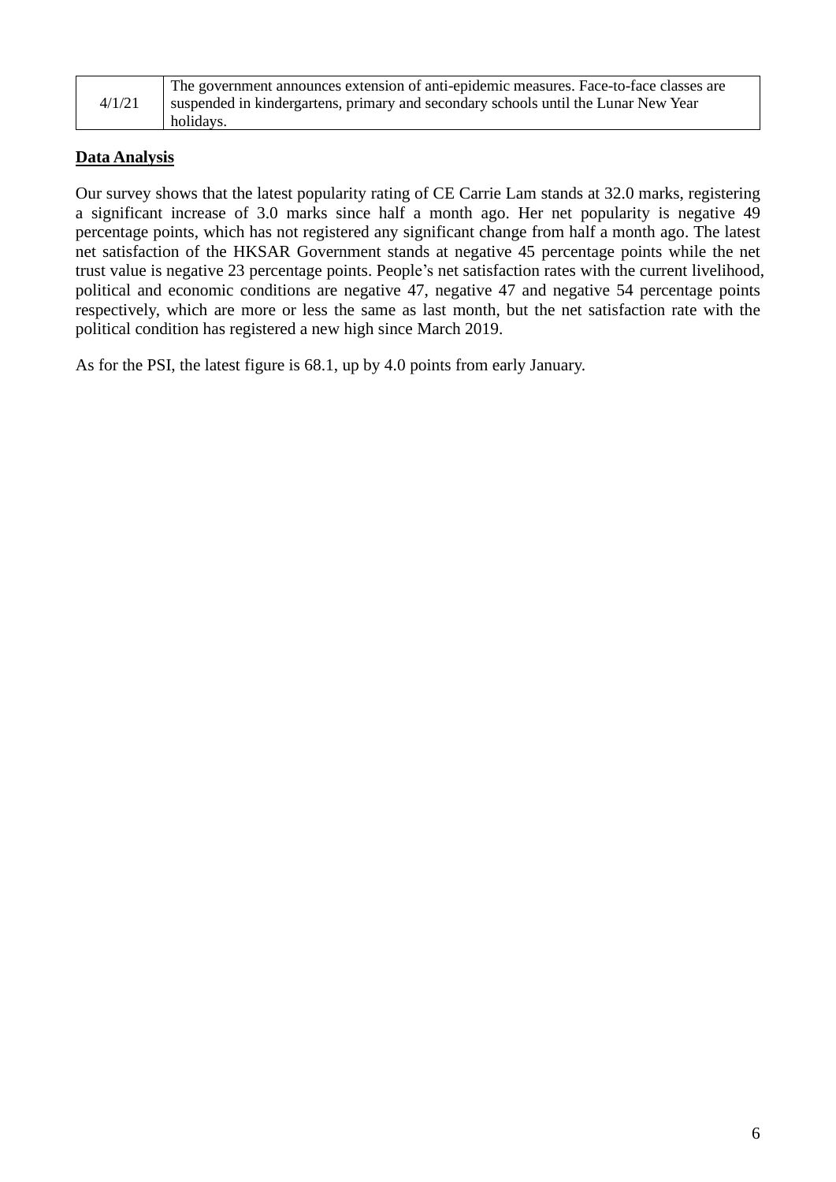| | |
|---|---|
| 4/1/21 | The government announces extension of anti-epidemic measures. Face-to-face classes are suspended in kindergartens, primary and secondary schools until the Lunar New Year holidays. |

**Data Analysis**

Our survey shows that the latest popularity rating of CE Carrie Lam stands at 32.0 marks, registering a significant increase of 3.0 marks since half a month ago. Her net popularity is negative 49 percentage points, which has not registered any significant change from half a month ago. The latest net satisfaction of the HKSAR Government stands at negative 45 percentage points while the net trust value is negative 23 percentage points. People's net satisfaction rates with the current livelihood, political and economic conditions are negative 47, negative 47 and negative 54 percentage points respectively, which are more or less the same as last month, but the net satisfaction rate with the political condition has registered a new high since March 2019.

As for the PSI, the latest figure is 68.1, up by 4.0 points from early January.